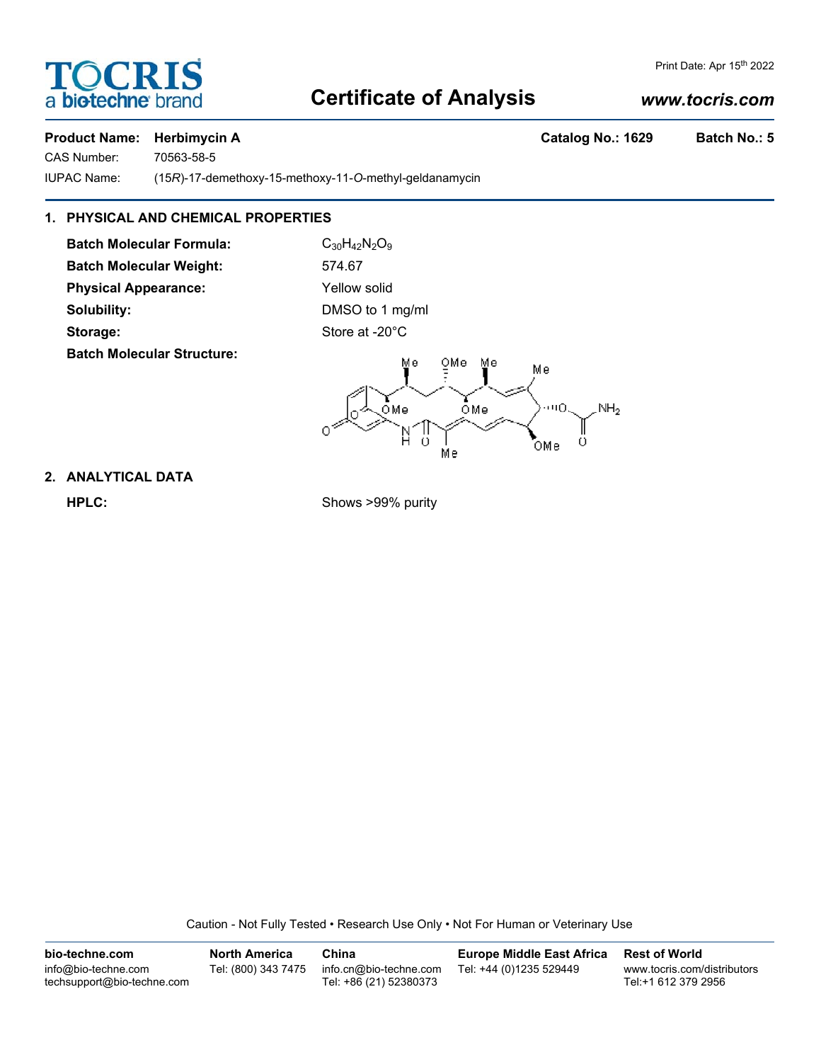# Certificate of Analysis

Print Date: Apr 15th 2022

www.tocris.com

**Product Name: Herbimycin A** **Catalog No.: 1629** **Batch No.: 5**

CAS Number: 70563-58-5

IUPAC Name: (15*R*)-17-demethoxy-15-methoxy-11-*O*-methyl-geldanamycin

## 1. PHYSICAL AND CHEMICAL PROPERTIES

**Batch Molecular Formula:** $C_{30}H_{42}N_2O_9$

**Batch Molecular Weight:** 574.67

**Physical Appearance:** Yellow solid

**Solubility:** DMSO to 1 mg/ml

**Storage:** Store at -20°C

**Batch Molecular Structure:**

## 2. ANALYTICAL DATA

**HPLC:** Shows >99% purity

Caution - Not Fully Tested • Research Use Only • Not For Human or Veterinary Use

| bio-techne.com | North America | China | Europe Middle East Africa | Rest of World |
| --- | --- | --- | --- | --- |
| info@bio-techne.com<br>techsupport@bio-techne.com | Tel: (800) 343 7475 | info.cn@bio-techne.com<br>Tel: +86 (21) 52380373 | Tel: +44 (0)1235 529449 | www.tocris.com/distributors<br>Tel:+1 612 379 2956 |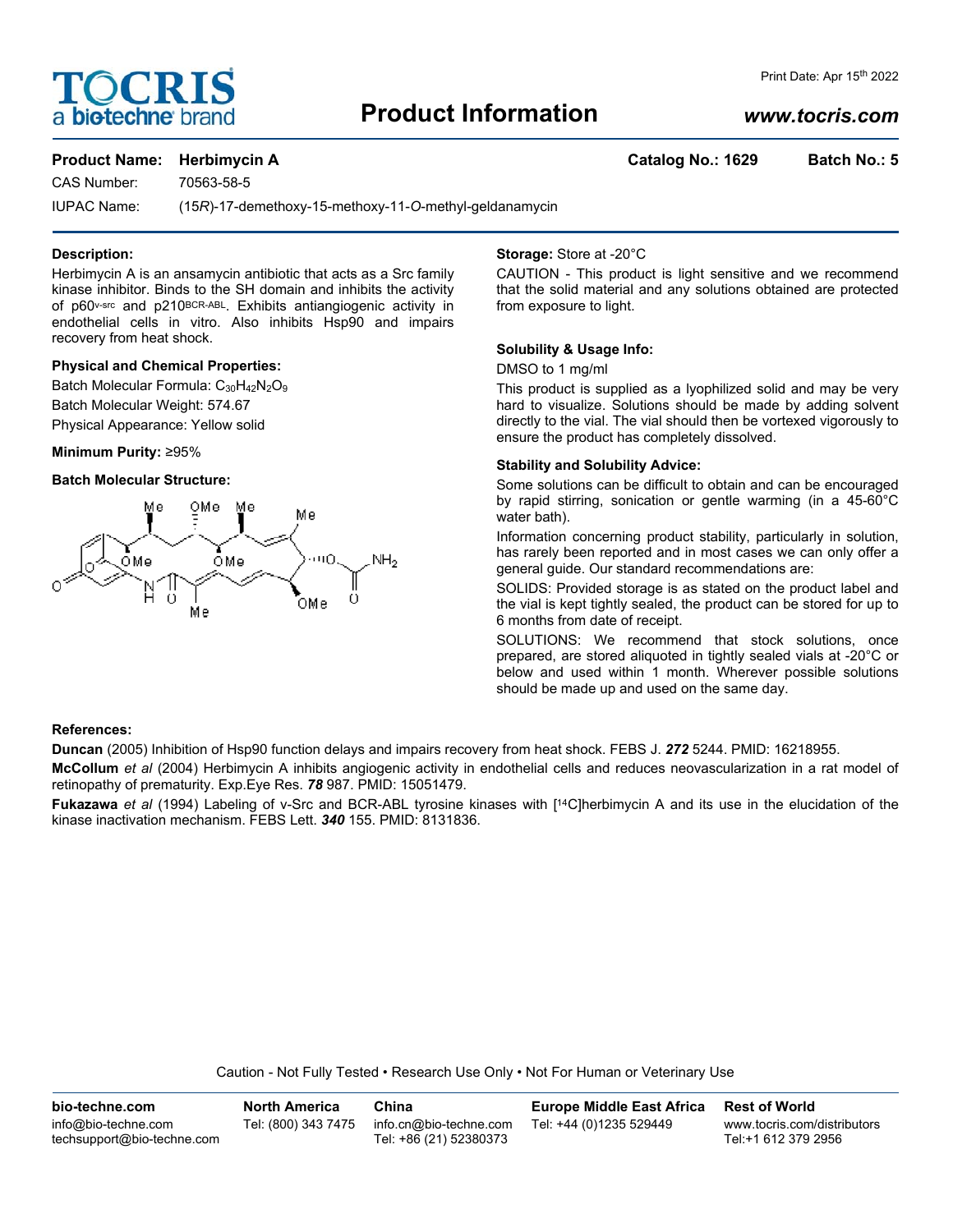# Product Information

**Product Name:** Herbimycin A **Catalog No.:** 1629 **Batch No.:** 5

CAS Number: 70563-58-5

IUPAC Name: (15*R*)-17-demethoxy-15-methoxy-11-*O*-methyl-geldanamycin

### Description:

Herbimycin A is an ansamycin antibiotic that acts as a Src family kinase inhibitor. Binds to the SH domain and inhibits the activity of $p60^{v\text{-}src}$ and $p210^{BCR\text{-}ABL}$. Exhibits antiangiogenic activity in endothelial cells in vitro. Also inhibits Hsp90 and impairs recovery from heat shock.

### Physical and Chemical Properties:

Batch Molecular Formula: $C_{30}H_{42}N_2O_9$

Batch Molecular Weight: 574.67

Physical Appearance: Yellow solid

**Minimum Purity:** ≥95%

### Batch Molecular Structure:

Me OMe Me Me OMe OMe O N H O Me O NH$_2$ OMe O O

### Storage: Store at -20°C

CAUTION - This product is light sensitive and we recommend that the solid material and any solutions obtained are protected from exposure to light.

### Solubility & Usage Info:

DMSO to 1 mg/ml

This product is supplied as a lyophilized solid and may be very hard to visualize. Solutions should be made by adding solvent directly to the vial. The vial should then be vortexed vigorously to ensure the product has completely dissolved.

### Stability and Solubility Advice:

Some solutions can be difficult to obtain and can be encouraged by rapid stirring, sonication or gentle warming (in a 45-60°C water bath).

Information concerning product stability, particularly in solution, has rarely been reported and in most cases we can only offer a general guide. Our standard recommendations are:

SOLIDS: Provided storage is as stated on the product label and the vial is kept tightly sealed, the product can be stored for up to 6 months from date of receipt.

SOLUTIONS: We recommend that stock solutions, once prepared, are stored aliquoted in tightly sealed vials at -20°C or below and used within 1 month. Wherever possible solutions should be made up and used on the same day.

### References:

**Duncan** (2005) Inhibition of Hsp90 function delays and impairs recovery from heat shock. FEBS J. ***272*** 5244. PMID: 16218955.

**McCollum** *et al* (2004) Herbimycin A inhibits angiogenic activity in endothelial cells and reduces neovascularization in a rat model of retinopathy of prematurity. Exp.Eye Res. ***78*** 987. PMID: 15051479.

**Fukazawa** *et al* (1994) Labeling of v-Src and BCR-ABL tyrosine kinases with [$^{14}$C]herbimycin A and its use in the elucidation of the kinase inactivation mechanism. FEBS Lett. ***340*** 155. PMID: 8131836.

Caution - Not Fully Tested • Research Use Only • Not For Human or Veterinary Use

**bio-techne.com**
info@bio-techne.com
techsupport@bio-techne.com

**North America**
Tel: (800) 343 7475

**China**
info.cn@bio-techne.com
Tel: +86 (21) 52380373

**Europe Middle East Africa**
Tel: +44 (0)1235 529449

**Rest of World**
www.tocris.com/distributors
Tel:+1 612 379 2956